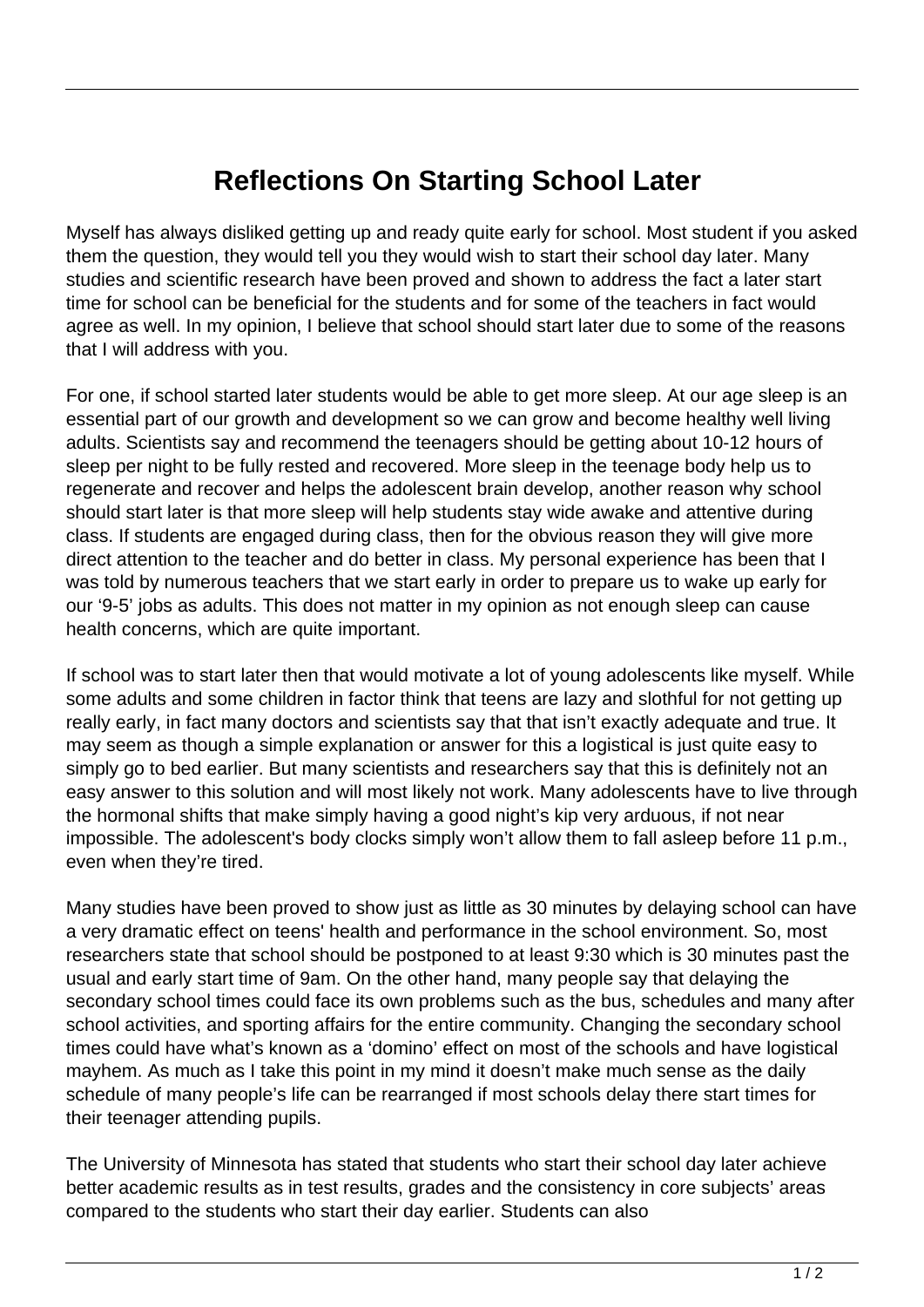# Reflections On Starting School Later

Myself has always disliked getting up and ready quite early for school. Most student if you asked them the question, they would tell you they would wish to start their school day later. Many studies and scientific research have been proved and shown to address the fact a later start time for school can be beneficial for the students and for some of the teachers in fact would agree as well. In my opinion, I believe that school should start later due to some of the reasons that I will address with you.

For one, if school started later students would be able to get more sleep. At our age sleep is an essential part of our growth and development so we can grow and become healthy well living adults. Scientists say and recommend the teenagers should be getting about 10-12 hours of sleep per night to be fully rested and recovered. More sleep in the teenage body help us to regenerate and recover and helps the adolescent brain develop, another reason why school should start later is that more sleep will help students stay wide awake and attentive during class. If students are engaged during class, then for the obvious reason they will give more direct attention to the teacher and do better in class. My personal experience has been that I was told by numerous teachers that we start early in order to prepare us to wake up early for our '9-5' jobs as adults. This does not matter in my opinion as not enough sleep can cause health concerns, which are quite important.

If school was to start later then that would motivate a lot of young adolescents like myself. While some adults and some children in factor think that teens are lazy and slothful for not getting up really early, in fact many doctors and scientists say that that isn't exactly adequate and true. It may seem as though a simple explanation or answer for this a logistical is just quite easy to simply go to bed earlier. But many scientists and researchers say that this is definitely not an easy answer to this solution and will most likely not work. Many adolescents have to live through the hormonal shifts that make simply having a good night's kip very arduous, if not near impossible. The adolescent's body clocks simply won't allow them to fall asleep before 11 p.m., even when they're tired.

Many studies have been proved to show just as little as 30 minutes by delaying school can have a very dramatic effect on teens' health and performance in the school environment. So, most researchers state that school should be postponed to at least 9:30 which is 30 minutes past the usual and early start time of 9am. On the other hand, many people say that delaying the secondary school times could face its own problems such as the bus, schedules and many after school activities, and sporting affairs for the entire community. Changing the secondary school times could have what's known as a 'domino' effect on most of the schools and have logistical mayhem. As much as I take this point in my mind it doesn't make much sense as the daily schedule of many people's life can be rearranged if most schools delay there start times for their teenager attending pupils.

The University of Minnesota has stated that students who start their school day later achieve better academic results as in test results, grades and the consistency in core subjects' areas compared to the students who start their day earlier. Students can also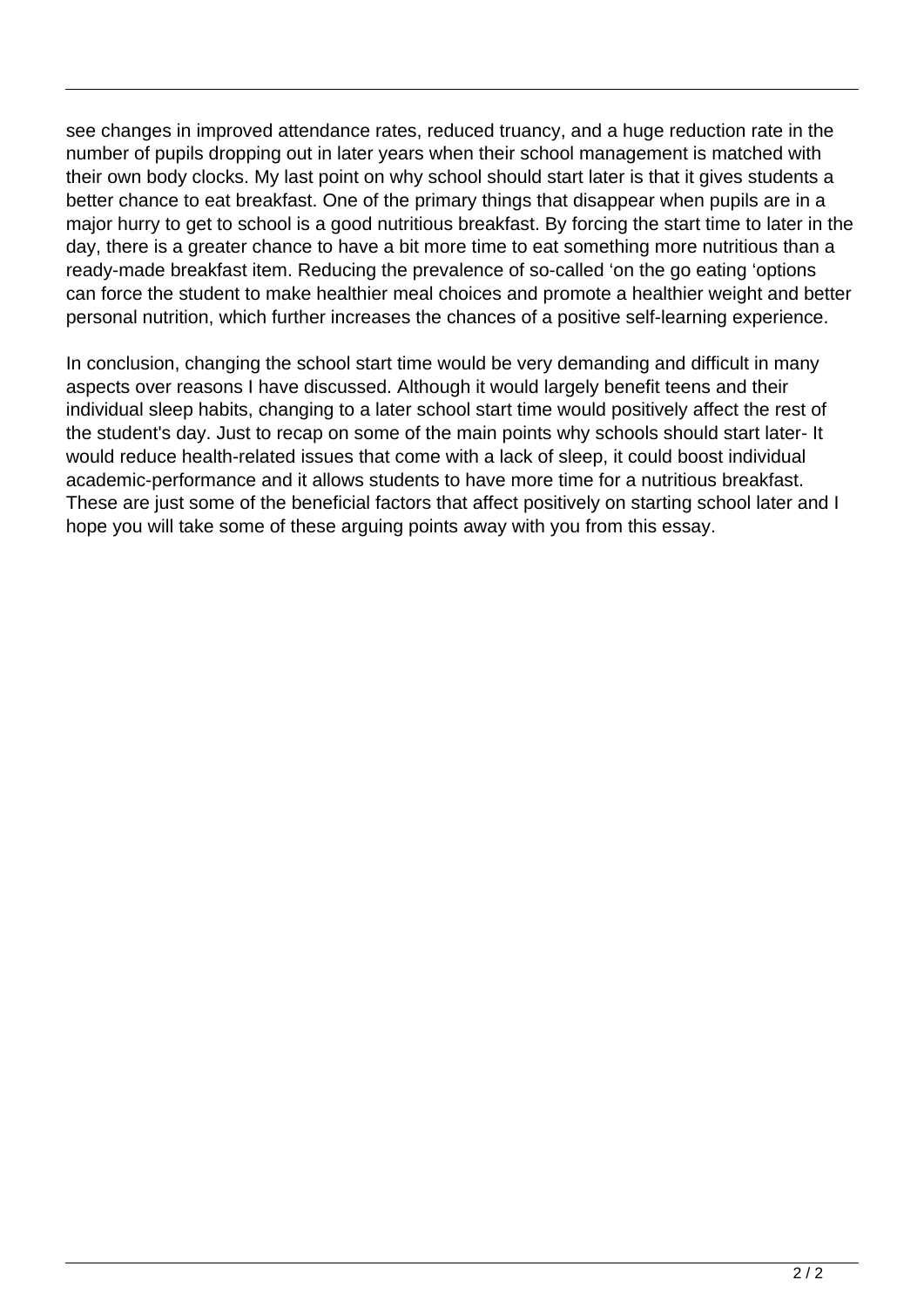see changes in improved attendance rates, reduced truancy, and a huge reduction rate in the number of pupils dropping out in later years when their school management is matched with their own body clocks. My last point on why school should start later is that it gives students a better chance to eat breakfast. One of the primary things that disappear when pupils are in a major hurry to get to school is a good nutritious breakfast. By forcing the start time to later in the day, there is a greater chance to have a bit more time to eat something more nutritious than a ready-made breakfast item. Reducing the prevalence of so-called 'on the go eating 'options can force the student to make healthier meal choices and promote a healthier weight and better personal nutrition, which further increases the chances of a positive self-learning experience.

In conclusion, changing the school start time would be very demanding and difficult in many aspects over reasons I have discussed. Although it would largely benefit teens and their individual sleep habits, changing to a later school start time would positively affect the rest of the student's day. Just to recap on some of the main points why schools should start later- It would reduce health-related issues that come with a lack of sleep, it could boost individual academic-performance and it allows students to have more time for a nutritious breakfast. These are just some of the beneficial factors that affect positively on starting school later and I hope you will take some of these arguing points away with you from this essay.